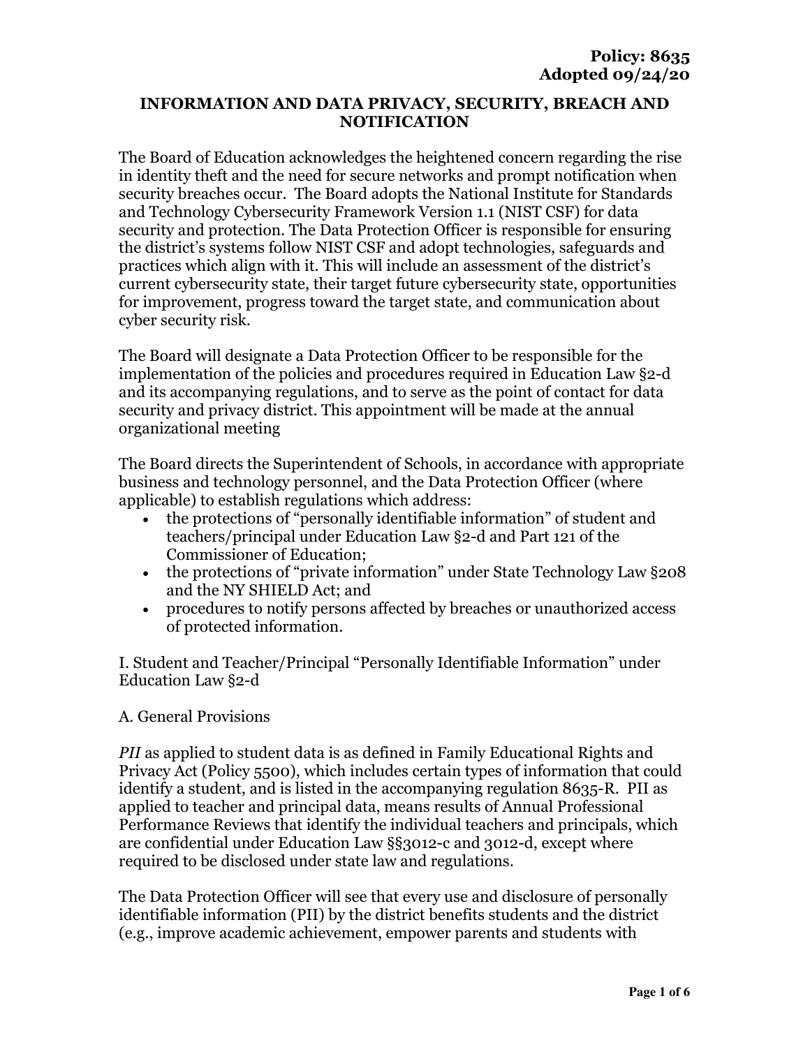**Policy: 8635**
**Adopted 09/24/20**

# INFORMATION AND DATA PRIVACY, SECURITY, BREACH AND NOTIFICATION

The Board of Education acknowledges the heightened concern regarding the rise in identity theft and the need for secure networks and prompt notification when security breaches occur. The Board adopts the National Institute for Standards and Technology Cybersecurity Framework Version 1.1 (NIST CSF) for data security and protection. The Data Protection Officer is responsible for ensuring the district's systems follow NIST CSF and adopt technologies, safeguards and practices which align with it. This will include an assessment of the district's current cybersecurity state, their target future cybersecurity state, opportunities for improvement, progress toward the target state, and communication about cyber security risk.

The Board will designate a Data Protection Officer to be responsible for the implementation of the policies and procedures required in Education Law §2-d and its accompanying regulations, and to serve as the point of contact for data security and privacy district. This appointment will be made at the annual organizational meeting

The Board directs the Superintendent of Schools, in accordance with appropriate business and technology personnel, and the Data Protection Officer (where applicable) to establish regulations which address:

- the protections of "personally identifiable information" of student and teachers/principal under Education Law §2-d and Part 121 of the Commissioner of Education;
- the protections of "private information" under State Technology Law §208 and the NY SHIELD Act; and
- procedures to notify persons affected by breaches or unauthorized access of protected information.

I. Student and Teacher/Principal "Personally Identifiable Information" under Education Law §2-d

A. General Provisions

*PII* as applied to student data is as defined in Family Educational Rights and Privacy Act (Policy 5500), which includes certain types of information that could identify a student, and is listed in the accompanying regulation 8635-R. PII as applied to teacher and principal data, means results of Annual Professional Performance Reviews that identify the individual teachers and principals, which are confidential under Education Law §§3012-c and 3012-d, except where required to be disclosed under state law and regulations.

The Data Protection Officer will see that every use and disclosure of personally identifiable information (PII) by the district benefits students and the district (e.g., improve academic achievement, empower parents and students with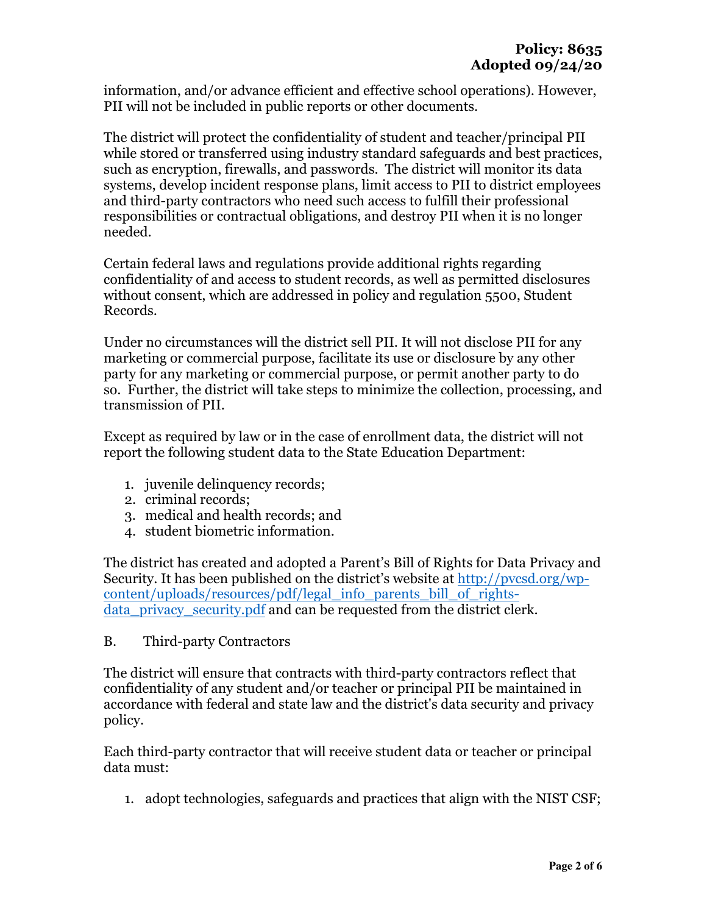information, and/or advance efficient and effective school operations). However, PII will not be included in public reports or other documents.

The district will protect the confidentiality of student and teacher/principal PII while stored or transferred using industry standard safeguards and best practices, such as encryption, firewalls, and passwords. The district will monitor its data systems, develop incident response plans, limit access to PII to district employees and third-party contractors who need such access to fulfill their professional responsibilities or contractual obligations, and destroy PII when it is no longer needed.

Certain federal laws and regulations provide additional rights regarding confidentiality of and access to student records, as well as permitted disclosures without consent, which are addressed in policy and regulation 5500, Student Records.

Under no circumstances will the district sell PII. It will not disclose PII for any marketing or commercial purpose, facilitate its use or disclosure by any other party for any marketing or commercial purpose, or permit another party to do so. Further, the district will take steps to minimize the collection, processing, and transmission of PII.

Except as required by law or in the case of enrollment data, the district will not report the following student data to the State Education Department:

1. juvenile delinquency records;
2. criminal records;
3. medical and health records; and
4. student biometric information.

The district has created and adopted a Parent's Bill of Rights for Data Privacy and Security. It has been published on the district's website at [http://pvcsd.org/wp-content/uploads/resources/pdf/legal_info_parents_bill_of_rights-data_privacy_security.pdf](http://pvcsd.org/wp-content/uploads/resources/pdf/legal_info_parents_bill_of_rights-data_privacy_security.pdf) and can be requested from the district clerk.

B. Third-party Contractors

The district will ensure that contracts with third-party contractors reflect that confidentiality of any student and/or teacher or principal PII be maintained in accordance with federal and state law and the district's data security and privacy policy.

Each third-party contractor that will receive student data or teacher or principal data must:

1. adopt technologies, safeguards and practices that align with the NIST CSF;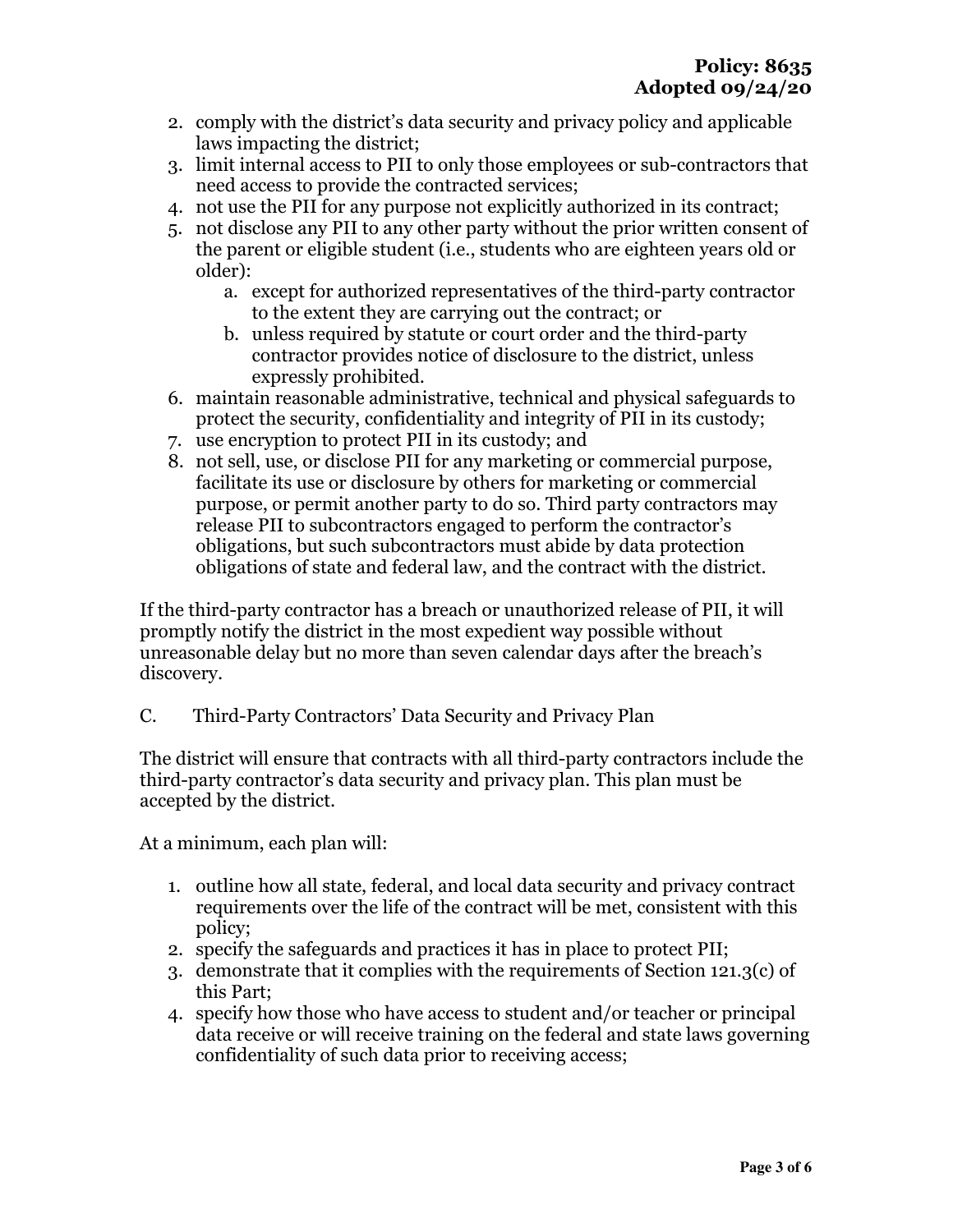2. comply with the district's data security and privacy policy and applicable laws impacting the district;
3. limit internal access to PII to only those employees or sub-contractors that need access to provide the contracted services;
4. not use the PII for any purpose not explicitly authorized in its contract;
5. not disclose any PII to any other party without the prior written consent of the parent or eligible student (i.e., students who are eighteen years old or older):
   a. except for authorized representatives of the third-party contractor to the extent they are carrying out the contract; or
   b. unless required by statute or court order and the third-party contractor provides notice of disclosure to the district, unless expressly prohibited.
6. maintain reasonable administrative, technical and physical safeguards to protect the security, confidentiality and integrity of PII in its custody;
7. use encryption to protect PII in its custody; and
8. not sell, use, or disclose PII for any marketing or commercial purpose, facilitate its use or disclosure by others for marketing or commercial purpose, or permit another party to do so. Third party contractors may release PII to subcontractors engaged to perform the contractor's obligations, but such subcontractors must abide by data protection obligations of state and federal law, and the contract with the district.

If the third-party contractor has a breach or unauthorized release of PII, it will promptly notify the district in the most expedient way possible without unreasonable delay but no more than seven calendar days after the breach's discovery.

C. Third-Party Contractors' Data Security and Privacy Plan

The district will ensure that contracts with all third-party contractors include the third-party contractor's data security and privacy plan. This plan must be accepted by the district.

At a minimum, each plan will:

1. outline how all state, federal, and local data security and privacy contract requirements over the life of the contract will be met, consistent with this policy;
2. specify the safeguards and practices it has in place to protect PII;
3. demonstrate that it complies with the requirements of Section 121.3(c) of this Part;
4. specify how those who have access to student and/or teacher or principal data receive or will receive training on the federal and state laws governing confidentiality of such data prior to receiving access;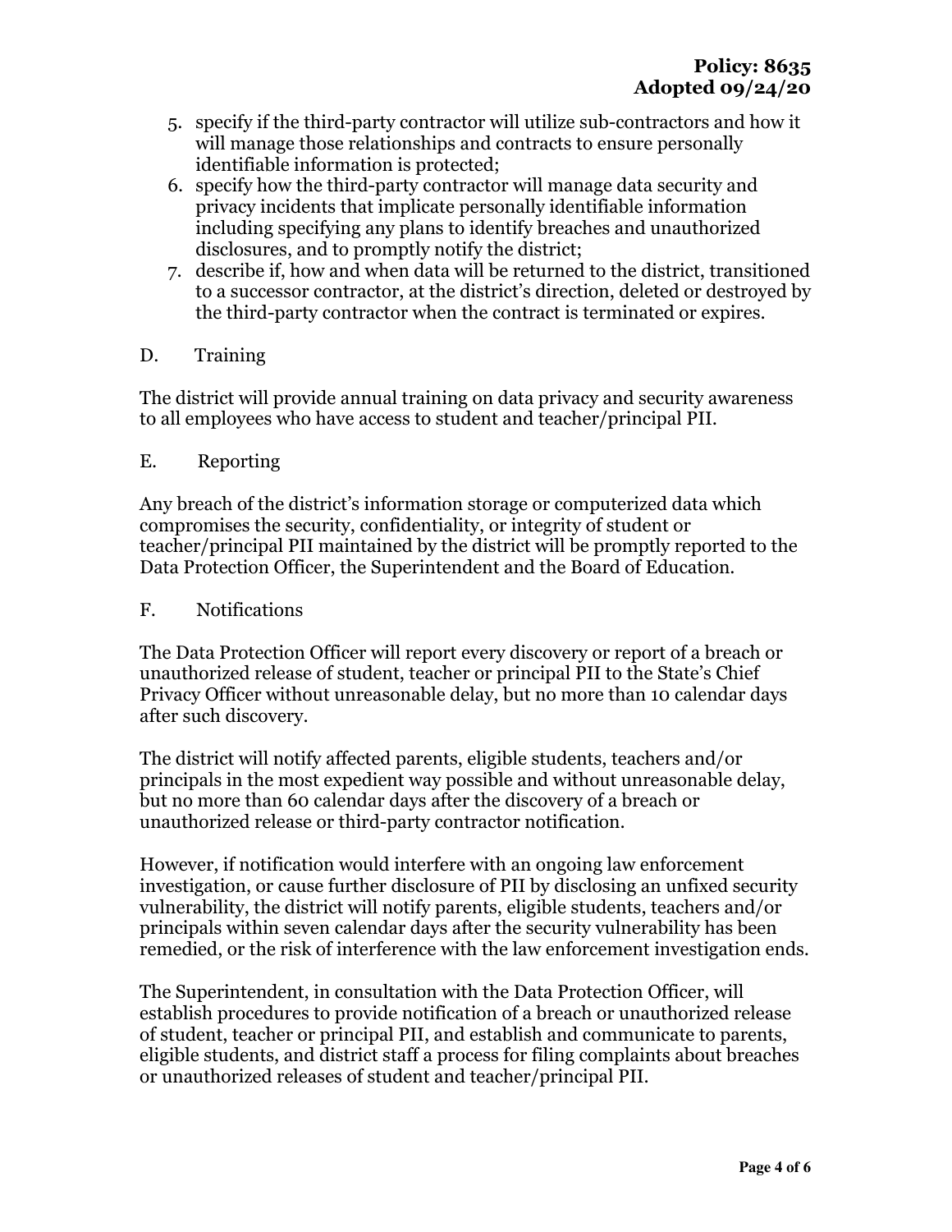5. specify if the third-party contractor will utilize sub-contractors and how it will manage those relationships and contracts to ensure personally identifiable information is protected;
6. specify how the third-party contractor will manage data security and privacy incidents that implicate personally identifiable information including specifying any plans to identify breaches and unauthorized disclosures, and to promptly notify the district;
7. describe if, how and when data will be returned to the district, transitioned to a successor contractor, at the district's direction, deleted or destroyed by the third-party contractor when the contract is terminated or expires.

D. Training

The district will provide annual training on data privacy and security awareness to all employees who have access to student and teacher/principal PII.

E. Reporting

Any breach of the district's information storage or computerized data which compromises the security, confidentiality, or integrity of student or teacher/principal PII maintained by the district will be promptly reported to the Data Protection Officer, the Superintendent and the Board of Education.

F. Notifications

The Data Protection Officer will report every discovery or report of a breach or unauthorized release of student, teacher or principal PII to the State's Chief Privacy Officer without unreasonable delay, but no more than 10 calendar days after such discovery.

The district will notify affected parents, eligible students, teachers and/or principals in the most expedient way possible and without unreasonable delay, but no more than 60 calendar days after the discovery of a breach or unauthorized release or third-party contractor notification.

However, if notification would interfere with an ongoing law enforcement investigation, or cause further disclosure of PII by disclosing an unfixed security vulnerability, the district will notify parents, eligible students, teachers and/or principals within seven calendar days after the security vulnerability has been remedied, or the risk of interference with the law enforcement investigation ends.

The Superintendent, in consultation with the Data Protection Officer, will establish procedures to provide notification of a breach or unauthorized release of student, teacher or principal PII, and establish and communicate to parents, eligible students, and district staff a process for filing complaints about breaches or unauthorized releases of student and teacher/principal PII.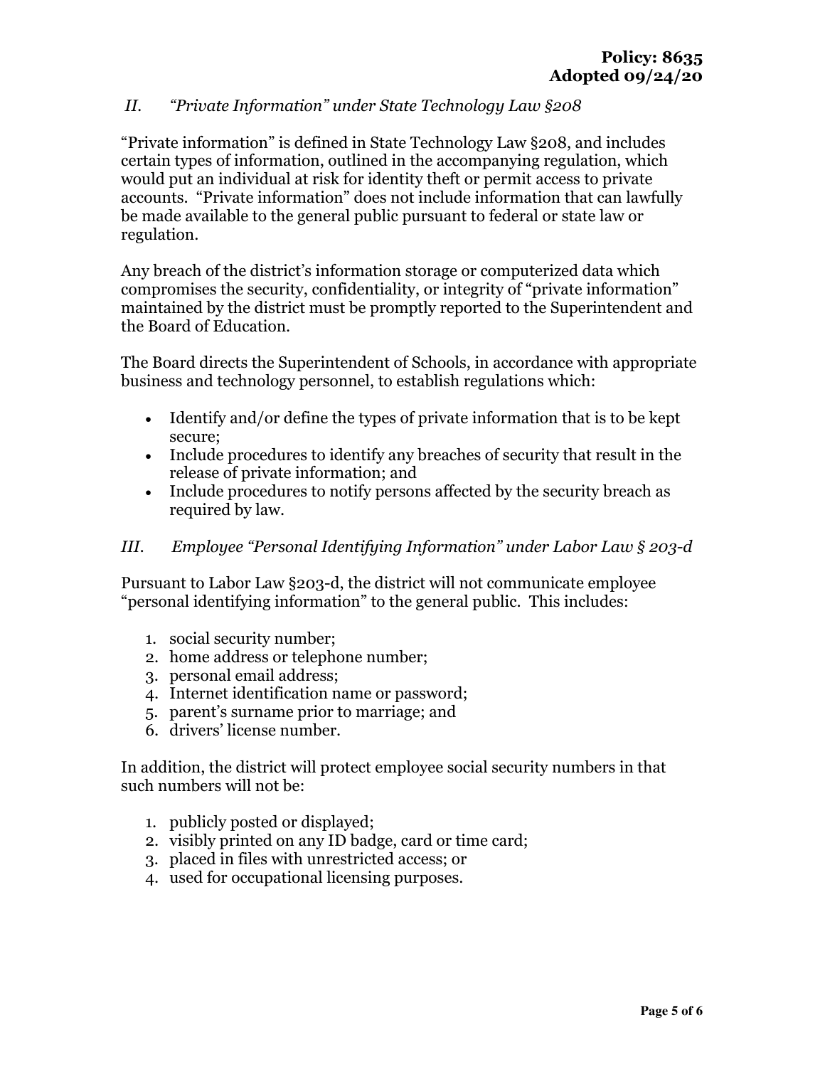*II. "Private Information" under State Technology Law §208*

"Private information" is defined in State Technology Law §208, and includes certain types of information, outlined in the accompanying regulation, which would put an individual at risk for identity theft or permit access to private accounts. "Private information" does not include information that can lawfully be made available to the general public pursuant to federal or state law or regulation.

Any breach of the district's information storage or computerized data which compromises the security, confidentiality, or integrity of "private information" maintained by the district must be promptly reported to the Superintendent and the Board of Education.

The Board directs the Superintendent of Schools, in accordance with appropriate business and technology personnel, to establish regulations which:

- Identify and/or define the types of private information that is to be kept secure;
- Include procedures to identify any breaches of security that result in the release of private information; and
- Include procedures to notify persons affected by the security breach as required by law.

*III. Employee "Personal Identifying Information" under Labor Law § 203-d*

Pursuant to Labor Law §203-d, the district will not communicate employee "personal identifying information" to the general public. This includes:

1. social security number;
2. home address or telephone number;
3. personal email address;
4. Internet identification name or password;
5. parent's surname prior to marriage; and
6. drivers' license number.

In addition, the district will protect employee social security numbers in that such numbers will not be:

1. publicly posted or displayed;
2. visibly printed on any ID badge, card or time card;
3. placed in files with unrestricted access; or
4. used for occupational licensing purposes.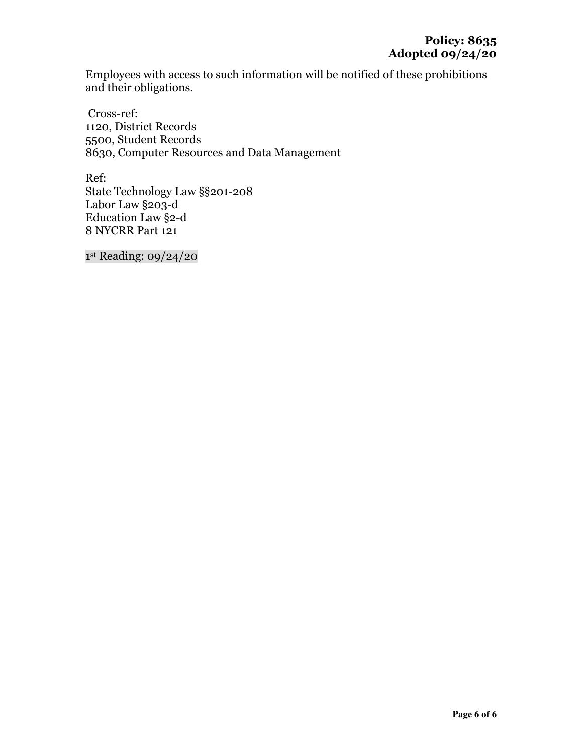Employees with access to such information will be notified of these prohibitions and their obligations.

Cross-ref:
1120, District Records
5500, Student Records
8630, Computer Resources and Data Management

Ref:
State Technology Law §§201-208
Labor Law §203-d
Education Law §2-d
8 NYCRR Part 121

1st Reading: 09/24/20